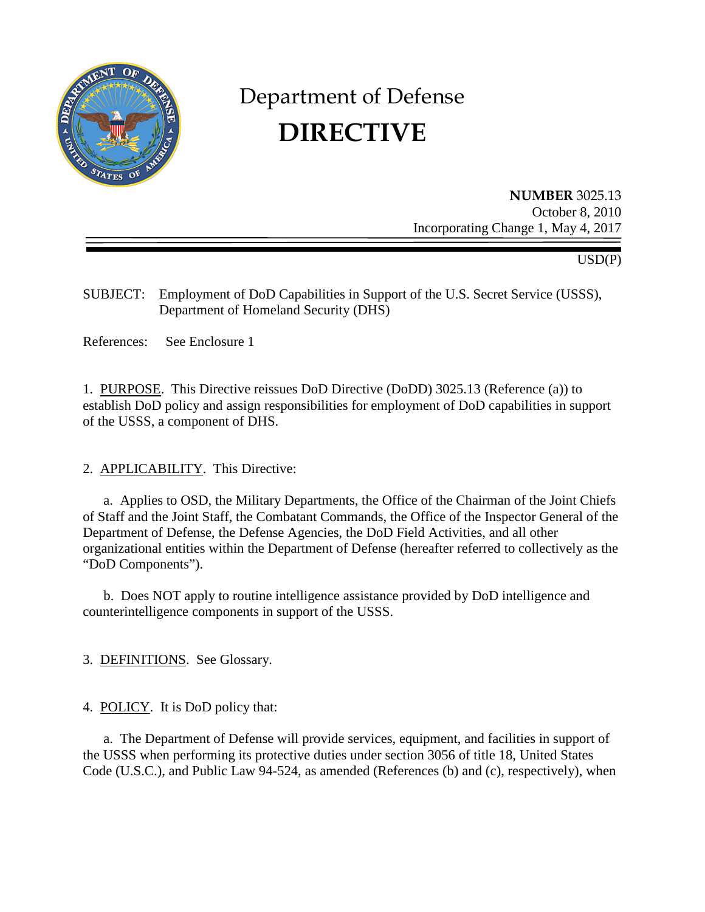# Department of Defense
# DIRECTIVE

**NUMBER** 3025.13
October 8, 2010
Incorporating Change 1, May 4, 2017

USD(P)

SUBJECT: Employment of DoD Capabilities in Support of the U.S. Secret Service (USSS), Department of Homeland Security (DHS)

References: See Enclosure 1

1. PURPOSE. This Directive reissues DoD Directive (DoDD) 3025.13 (Reference (a)) to establish DoD policy and assign responsibilities for employment of DoD capabilities in support of the USSS, a component of DHS.

2. APPLICABILITY. This Directive:

a. Applies to OSD, the Military Departments, the Office of the Chairman of the Joint Chiefs of Staff and the Joint Staff, the Combatant Commands, the Office of the Inspector General of the Department of Defense, the Defense Agencies, the DoD Field Activities, and all other organizational entities within the Department of Defense (hereafter referred to collectively as the "DoD Components").

b. Does NOT apply to routine intelligence assistance provided by DoD intelligence and counterintelligence components in support of the USSS.

3. DEFINITIONS. See Glossary.

4. POLICY. It is DoD policy that:

a. The Department of Defense will provide services, equipment, and facilities in support of the USSS when performing its protective duties under section 3056 of title 18, United States Code (U.S.C.), and Public Law 94-524, as amended (References (b) and (c), respectively), when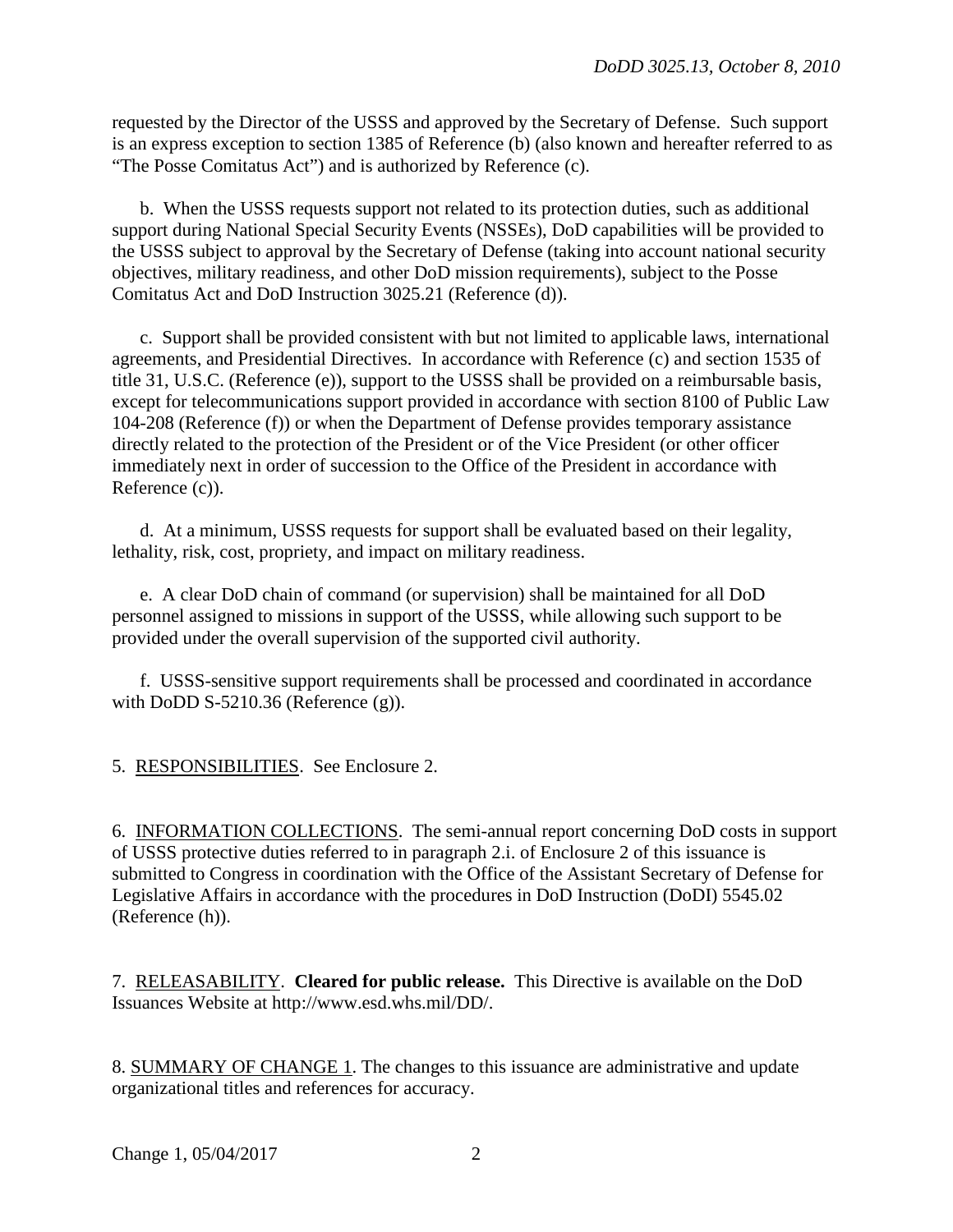requested by the Director of the USSS and approved by the Secretary of Defense. Such support is an express exception to section 1385 of Reference (b) (also known and hereafter referred to as "The Posse Comitatus Act") and is authorized by Reference (c).

b. When the USSS requests support not related to its protection duties, such as additional support during National Special Security Events (NSSEs), DoD capabilities will be provided to the USSS subject to approval by the Secretary of Defense (taking into account national security objectives, military readiness, and other DoD mission requirements), subject to the Posse Comitatus Act and DoD Instruction 3025.21 (Reference (d)).

c. Support shall be provided consistent with but not limited to applicable laws, international agreements, and Presidential Directives. In accordance with Reference (c) and section 1535 of title 31, U.S.C. (Reference (e)), support to the USSS shall be provided on a reimbursable basis, except for telecommunications support provided in accordance with section 8100 of Public Law 104-208 (Reference (f)) or when the Department of Defense provides temporary assistance directly related to the protection of the President or of the Vice President (or other officer immediately next in order of succession to the Office of the President in accordance with Reference (c)).

d. At a minimum, USSS requests for support shall be evaluated based on their legality, lethality, risk, cost, propriety, and impact on military readiness.

e. A clear DoD chain of command (or supervision) shall be maintained for all DoD personnel assigned to missions in support of the USSS, while allowing such support to be provided under the overall supervision of the supported civil authority.

f. USSS-sensitive support requirements shall be processed and coordinated in accordance with DoDD S-5210.36 (Reference (g)).

5. RESPONSIBILITIES. See Enclosure 2.

6. INFORMATION COLLECTIONS. The semi-annual report concerning DoD costs in support of USSS protective duties referred to in paragraph 2.i. of Enclosure 2 of this issuance is submitted to Congress in coordination with the Office of the Assistant Secretary of Defense for Legislative Affairs in accordance with the procedures in DoD Instruction (DoDI) 5545.02 (Reference (h)).

7. RELEASABILITY. **Cleared for public release.** This Directive is available on the DoD Issuances Website at http://www.esd.whs.mil/DD/.

8. SUMMARY OF CHANGE 1. The changes to this issuance are administrative and update organizational titles and references for accuracy.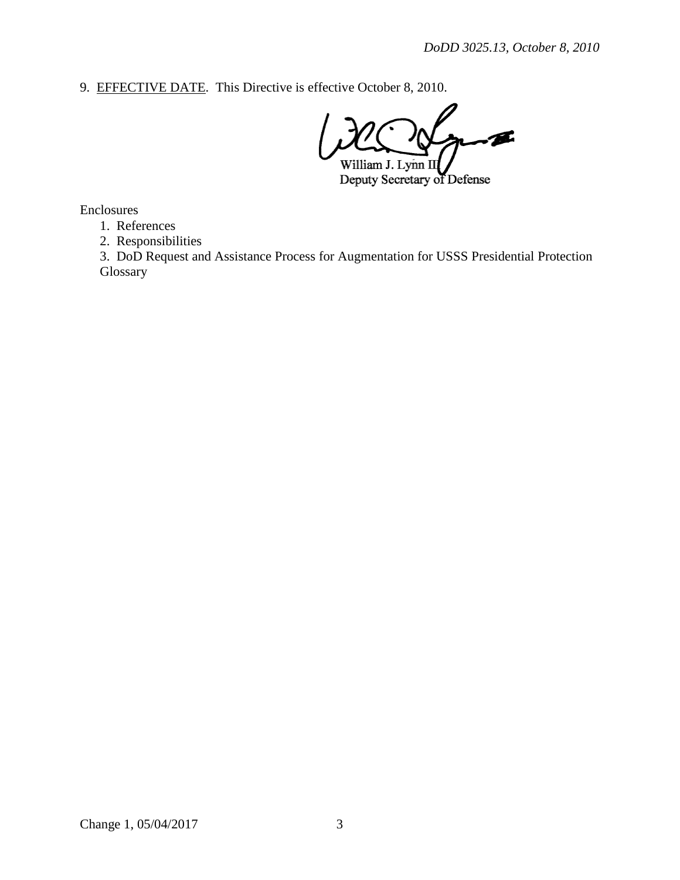9. <u>EFFECTIVE DATE</u>. This Directive is effective October 8, 2010.

William J. Lynn III
Deputy Secretary of Defense

Enclosures

1. References
2. Responsibilities
3. DoD Request and Assistance Process for Augmentation for USSS Presidential Protection

Glossary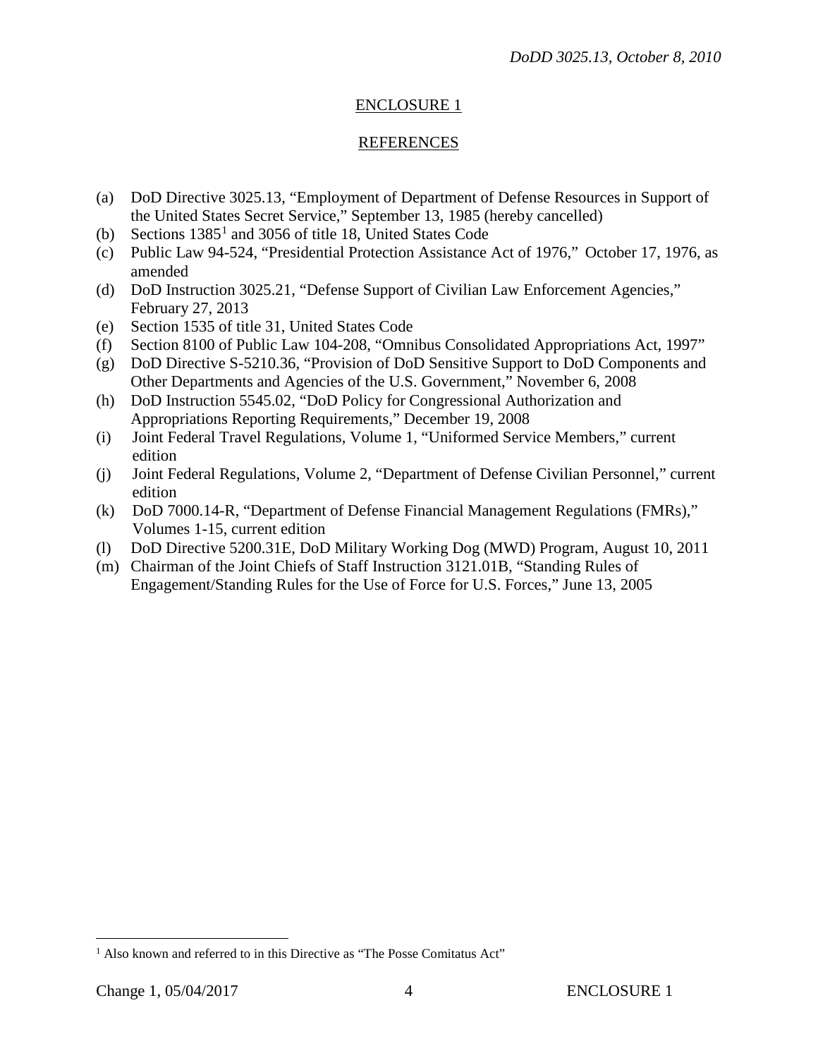## ENCLOSURE 1

## REFERENCES

(a) DoD Directive 3025.13, "Employment of Department of Defense Resources in Support of the United States Secret Service," September 13, 1985 (hereby cancelled)
(b) Sections 1385[1] and 3056 of title 18, United States Code
(c) Public Law 94-524, "Presidential Protection Assistance Act of 1976," October 17, 1976, as amended
(d) DoD Instruction 3025.21, "Defense Support of Civilian Law Enforcement Agencies," February 27, 2013
(e) Section 1535 of title 31, United States Code
(f) Section 8100 of Public Law 104-208, "Omnibus Consolidated Appropriations Act, 1997"
(g) DoD Directive S-5210.36, "Provision of DoD Sensitive Support to DoD Components and Other Departments and Agencies of the U.S. Government," November 6, 2008
(h) DoD Instruction 5545.02, "DoD Policy for Congressional Authorization and Appropriations Reporting Requirements," December 19, 2008
(i) Joint Federal Travel Regulations, Volume 1, "Uniformed Service Members," current edition
(j) Joint Federal Regulations, Volume 2, "Department of Defense Civilian Personnel," current edition
(k) DoD 7000.14-R, "Department of Defense Financial Management Regulations (FMRs)," Volumes 1-15, current edition
(l) DoD Directive 5200.31E, DoD Military Working Dog (MWD) Program, August 10, 2011
(m) Chairman of the Joint Chiefs of Staff Instruction 3121.01B, "Standing Rules of Engagement/Standing Rules for the Use of Force for U.S. Forces," June 13, 2005

---

[1] Also known and referred to in this Directive as "The Posse Comitatus Act"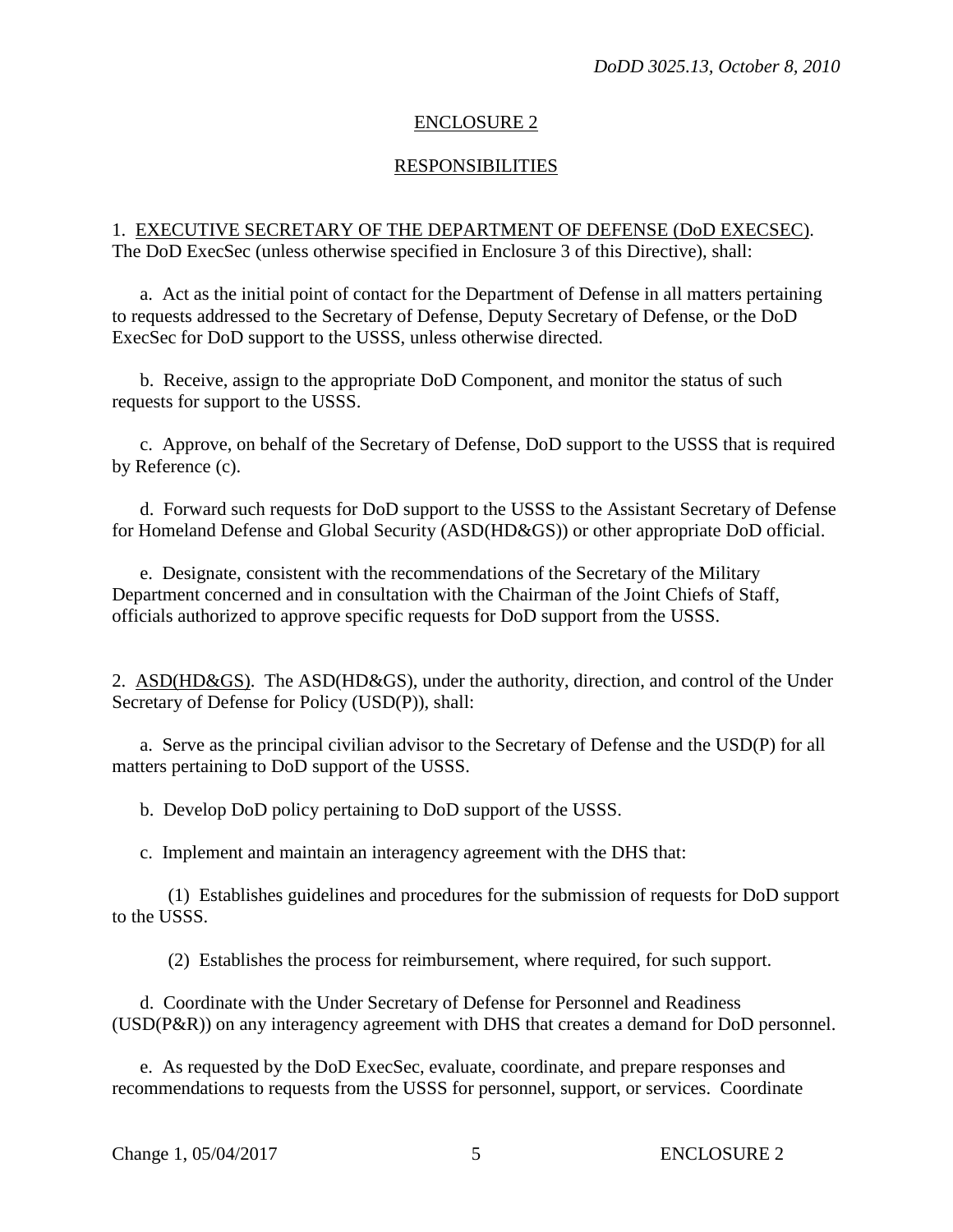## ENCLOSURE 2

## RESPONSIBILITIES

1. EXECUTIVE SECRETARY OF THE DEPARTMENT OF DEFENSE (DoD EXECSEC). The DoD ExecSec (unless otherwise specified in Enclosure 3 of this Directive), shall:

a. Act as the initial point of contact for the Department of Defense in all matters pertaining to requests addressed to the Secretary of Defense, Deputy Secretary of Defense, or the DoD ExecSec for DoD support to the USSS, unless otherwise directed.

b. Receive, assign to the appropriate DoD Component, and monitor the status of such requests for support to the USSS.

c. Approve, on behalf of the Secretary of Defense, DoD support to the USSS that is required by Reference (c).

d. Forward such requests for DoD support to the USSS to the Assistant Secretary of Defense for Homeland Defense and Global Security (ASD(HD&GS)) or other appropriate DoD official.

e. Designate, consistent with the recommendations of the Secretary of the Military Department concerned and in consultation with the Chairman of the Joint Chiefs of Staff, officials authorized to approve specific requests for DoD support from the USSS.

2. ASD(HD&GS). The ASD(HD&GS), under the authority, direction, and control of the Under Secretary of Defense for Policy (USD(P)), shall:

a. Serve as the principal civilian advisor to the Secretary of Defense and the USD(P) for all matters pertaining to DoD support of the USSS.

b. Develop DoD policy pertaining to DoD support of the USSS.

c. Implement and maintain an interagency agreement with the DHS that:

(1) Establishes guidelines and procedures for the submission of requests for DoD support to the USSS.

(2) Establishes the process for reimbursement, where required, for such support.

d. Coordinate with the Under Secretary of Defense for Personnel and Readiness (USD(P&R)) on any interagency agreement with DHS that creates a demand for DoD personnel.

e. As requested by the DoD ExecSec, evaluate, coordinate, and prepare responses and recommendations to requests from the USSS for personnel, support, or services. Coordinate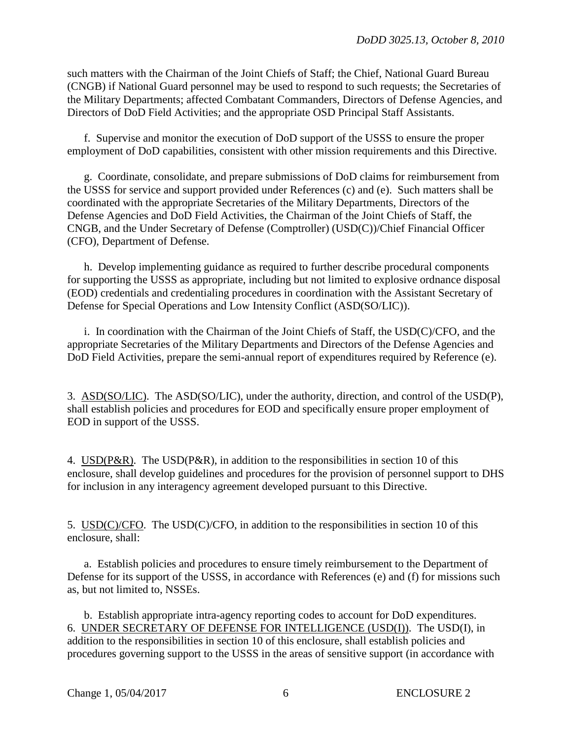such matters with the Chairman of the Joint Chiefs of Staff; the Chief, National Guard Bureau (CNGB) if National Guard personnel may be used to respond to such requests; the Secretaries of the Military Departments; affected Combatant Commanders, Directors of Defense Agencies, and Directors of DoD Field Activities; and the appropriate OSD Principal Staff Assistants.

f. Supervise and monitor the execution of DoD support of the USSS to ensure the proper employment of DoD capabilities, consistent with other mission requirements and this Directive.

g. Coordinate, consolidate, and prepare submissions of DoD claims for reimbursement from the USSS for service and support provided under References (c) and (e). Such matters shall be coordinated with the appropriate Secretaries of the Military Departments, Directors of the Defense Agencies and DoD Field Activities, the Chairman of the Joint Chiefs of Staff, the CNGB, and the Under Secretary of Defense (Comptroller) (USD(C))/Chief Financial Officer (CFO), Department of Defense.

h. Develop implementing guidance as required to further describe procedural components for supporting the USSS as appropriate, including but not limited to explosive ordnance disposal (EOD) credentials and credentialing procedures in coordination with the Assistant Secretary of Defense for Special Operations and Low Intensity Conflict (ASD(SO/LIC)).

i. In coordination with the Chairman of the Joint Chiefs of Staff, the USD(C)/CFO, and the appropriate Secretaries of the Military Departments and Directors of the Defense Agencies and DoD Field Activities, prepare the semi-annual report of expenditures required by Reference (e).

3. ASD(SO/LIC). The ASD(SO/LIC), under the authority, direction, and control of the USD(P), shall establish policies and procedures for EOD and specifically ensure proper employment of EOD in support of the USSS.

4. USD(P&R). The USD(P&R), in addition to the responsibilities in section 10 of this enclosure, shall develop guidelines and procedures for the provision of personnel support to DHS for inclusion in any interagency agreement developed pursuant to this Directive.

5. USD(C)/CFO. The USD(C)/CFO, in addition to the responsibilities in section 10 of this enclosure, shall:

a. Establish policies and procedures to ensure timely reimbursement to the Department of Defense for its support of the USSS, in accordance with References (e) and (f) for missions such as, but not limited to, NSSEs.

b. Establish appropriate intra-agency reporting codes to account for DoD expenditures.

6. UNDER SECRETARY OF DEFENSE FOR INTELLIGENCE (USD(I)). The USD(I), in addition to the responsibilities in section 10 of this enclosure, shall establish policies and procedures governing support to the USSS in the areas of sensitive support (in accordance with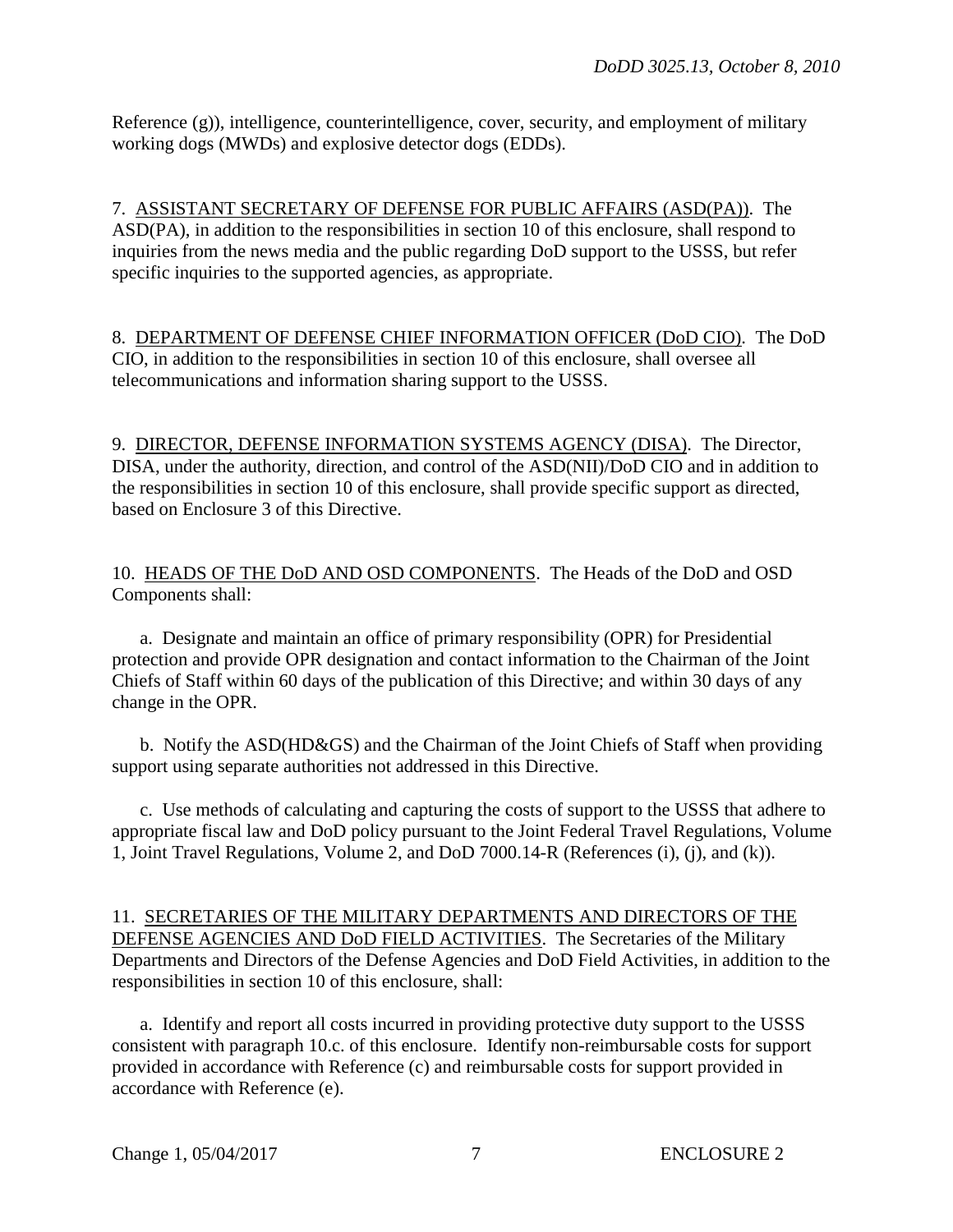Reference (g)), intelligence, counterintelligence, cover, security, and employment of military working dogs (MWDs) and explosive detector dogs (EDDs).

7. <u>ASSISTANT SECRETARY OF DEFENSE FOR PUBLIC AFFAIRS (ASD(PA))</u>. The ASD(PA), in addition to the responsibilities in section 10 of this enclosure, shall respond to inquiries from the news media and the public regarding DoD support to the USSS, but refer specific inquiries to the supported agencies, as appropriate.

8. <u>DEPARTMENT OF DEFENSE CHIEF INFORMATION OFFICER (DoD CIO)</u>. The DoD CIO, in addition to the responsibilities in section 10 of this enclosure, shall oversee all telecommunications and information sharing support to the USSS.

9. <u>DIRECTOR, DEFENSE INFORMATION SYSTEMS AGENCY (DISA)</u>. The Director, DISA, under the authority, direction, and control of the ASD(NII)/DoD CIO and in addition to the responsibilities in section 10 of this enclosure, shall provide specific support as directed, based on Enclosure 3 of this Directive.

10. <u>HEADS OF THE DoD AND OSD COMPONENTS</u>. The Heads of the DoD and OSD Components shall:

a. Designate and maintain an office of primary responsibility (OPR) for Presidential protection and provide OPR designation and contact information to the Chairman of the Joint Chiefs of Staff within 60 days of the publication of this Directive; and within 30 days of any change in the OPR.

b. Notify the ASD(HD&GS) and the Chairman of the Joint Chiefs of Staff when providing support using separate authorities not addressed in this Directive.

c. Use methods of calculating and capturing the costs of support to the USSS that adhere to appropriate fiscal law and DoD policy pursuant to the Joint Federal Travel Regulations, Volume 1, Joint Travel Regulations, Volume 2, and DoD 7000.14-R (References (i), (j), and (k)).

11. <u>SECRETARIES OF THE MILITARY DEPARTMENTS AND DIRECTORS OF THE DEFENSE AGENCIES AND DoD FIELD ACTIVITIES</u>. The Secretaries of the Military Departments and Directors of the Defense Agencies and DoD Field Activities, in addition to the responsibilities in section 10 of this enclosure, shall:

a. Identify and report all costs incurred in providing protective duty support to the USSS consistent with paragraph 10.c. of this enclosure. Identify non-reimbursable costs for support provided in accordance with Reference (c) and reimbursable costs for support provided in accordance with Reference (e).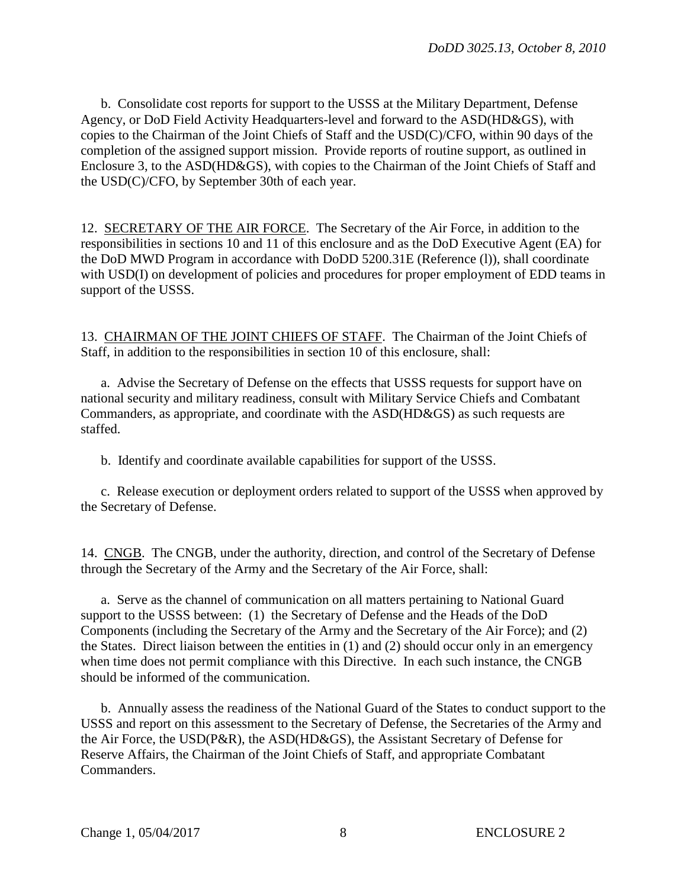b. Consolidate cost reports for support to the USSS at the Military Department, Defense Agency, or DoD Field Activity Headquarters-level and forward to the ASD(HD&GS), with copies to the Chairman of the Joint Chiefs of Staff and the USD(C)/CFO, within 90 days of the completion of the assigned support mission. Provide reports of routine support, as outlined in Enclosure 3, to the ASD(HD&GS), with copies to the Chairman of the Joint Chiefs of Staff and the USD(C)/CFO, by September 30th of each year.

12. SECRETARY OF THE AIR FORCE. The Secretary of the Air Force, in addition to the responsibilities in sections 10 and 11 of this enclosure and as the DoD Executive Agent (EA) for the DoD MWD Program in accordance with DoDD 5200.31E (Reference (l)), shall coordinate with USD(I) on development of policies and procedures for proper employment of EDD teams in support of the USSS.

13. CHAIRMAN OF THE JOINT CHIEFS OF STAFF. The Chairman of the Joint Chiefs of Staff, in addition to the responsibilities in section 10 of this enclosure, shall:

a. Advise the Secretary of Defense on the effects that USSS requests for support have on national security and military readiness, consult with Military Service Chiefs and Combatant Commanders, as appropriate, and coordinate with the ASD(HD&GS) as such requests are staffed.

b. Identify and coordinate available capabilities for support of the USSS.

c. Release execution or deployment orders related to support of the USSS when approved by the Secretary of Defense.

14. CNGB. The CNGB, under the authority, direction, and control of the Secretary of Defense through the Secretary of the Army and the Secretary of the Air Force, shall:

a. Serve as the channel of communication on all matters pertaining to National Guard support to the USSS between: (1) the Secretary of Defense and the Heads of the DoD Components (including the Secretary of the Army and the Secretary of the Air Force); and (2) the States. Direct liaison between the entities in (1) and (2) should occur only in an emergency when time does not permit compliance with this Directive. In each such instance, the CNGB should be informed of the communication.

b. Annually assess the readiness of the National Guard of the States to conduct support to the USSS and report on this assessment to the Secretary of Defense, the Secretaries of the Army and the Air Force, the USD(P&R), the ASD(HD&GS), the Assistant Secretary of Defense for Reserve Affairs, the Chairman of the Joint Chiefs of Staff, and appropriate Combatant Commanders.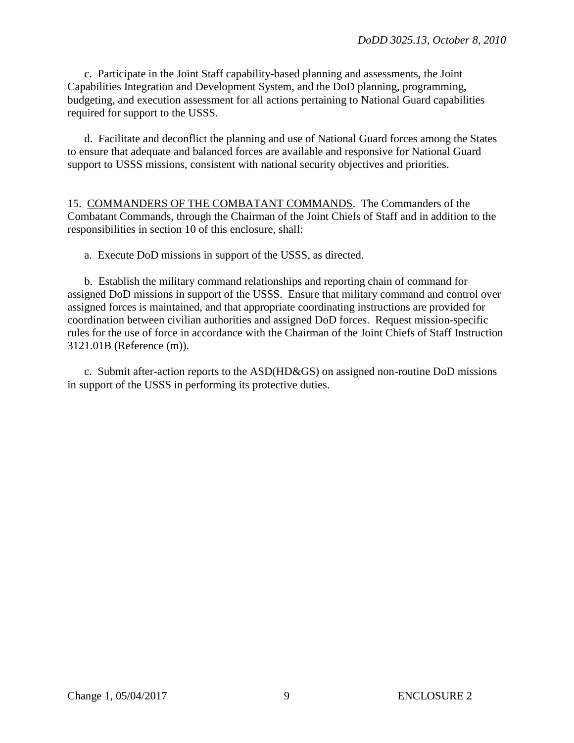c. Participate in the Joint Staff capability-based planning and assessments, the Joint Capabilities Integration and Development System, and the DoD planning, programming, budgeting, and execution assessment for all actions pertaining to National Guard capabilities required for support to the USSS.

d. Facilitate and deconflict the planning and use of National Guard forces among the States to ensure that adequate and balanced forces are available and responsive for National Guard support to USSS missions, consistent with national security objectives and priorities.

15. <u>COMMANDERS OF THE COMBATANT COMMANDS</u>. The Commanders of the Combatant Commands, through the Chairman of the Joint Chiefs of Staff and in addition to the responsibilities in section 10 of this enclosure, shall:

a. Execute DoD missions in support of the USSS, as directed.

b. Establish the military command relationships and reporting chain of command for assigned DoD missions in support of the USSS. Ensure that military command and control over assigned forces is maintained, and that appropriate coordinating instructions are provided for coordination between civilian authorities and assigned DoD forces. Request mission-specific rules for the use of force in accordance with the Chairman of the Joint Chiefs of Staff Instruction 3121.01B (Reference (m)).

c. Submit after-action reports to the ASD(HD&GS) on assigned non-routine DoD missions in support of the USSS in performing its protective duties.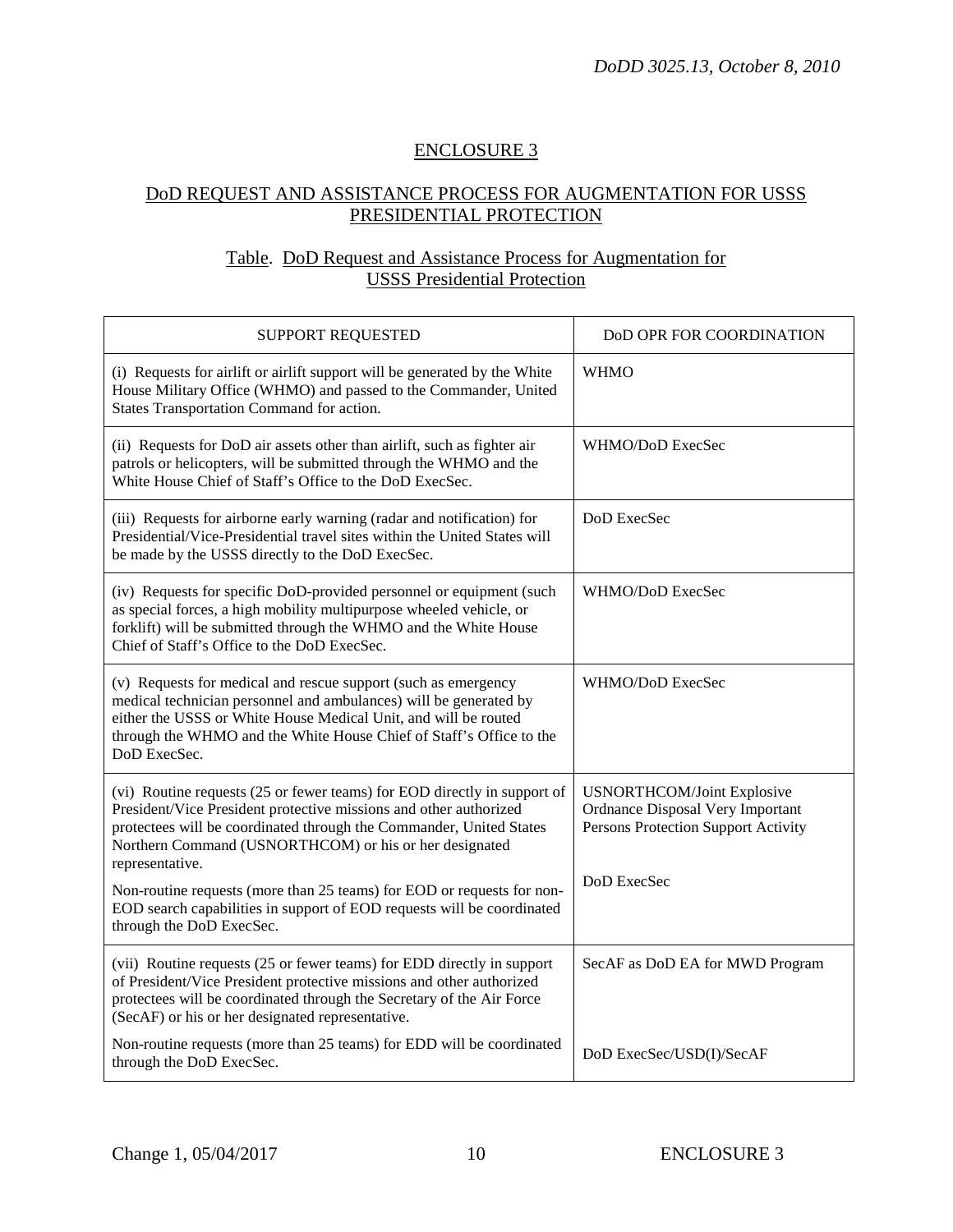## ENCLOSURE 3

## DoD REQUEST AND ASSISTANCE PROCESS FOR AUGMENTATION FOR USSS PRESIDENTIAL PROTECTION

### Table. DoD Request and Assistance Process for Augmentation for USSS Presidential Protection

| SUPPORT REQUESTED | DoD OPR FOR COORDINATION |
|---|---|
| (i) Requests for airlift or airlift support will be generated by the White House Military Office (WHMO) and passed to the Commander, United States Transportation Command for action. | WHMO |
| (ii) Requests for DoD air assets other than airlift, such as fighter air patrols or helicopters, will be submitted through the WHMO and the White House Chief of Staff's Office to the DoD ExecSec. | WHMO/DoD ExecSec |
| (iii) Requests for airborne early warning (radar and notification) for Presidential/Vice-Presidential travel sites within the United States will be made by the USSS directly to the DoD ExecSec. | DoD ExecSec |
| (iv) Requests for specific DoD-provided personnel or equipment (such as special forces, a high mobility multipurpose wheeled vehicle, or forklift) will be submitted through the WHMO and the White House Chief of Staff's Office to the DoD ExecSec. | WHMO/DoD ExecSec |
| (v) Requests for medical and rescue support (such as emergency medical technician personnel and ambulances) will be generated by either the USSS or White House Medical Unit, and will be routed through the WHMO and the White House Chief of Staff's Office to the DoD ExecSec. | WHMO/DoD ExecSec |
| (vi) Routine requests (25 or fewer teams) for EOD directly in support of President/Vice President protective missions and other authorized protectees will be coordinated through the Commander, United States Northern Command (USNORTHCOM) or his or her designated representative.<br><br>Non-routine requests (more than 25 teams) for EOD or requests for non-EOD search capabilities in support of EOD requests will be coordinated through the DoD ExecSec. | USNORTHCOM/Joint Explosive Ordnance Disposal Very Important Persons Protection Support Activity<br><br>DoD ExecSec |
| (vii) Routine requests (25 or fewer teams) for EDD directly in support of President/Vice President protective missions and other authorized protectees will be coordinated through the Secretary of the Air Force (SecAF) or his or her designated representative.<br><br>Non-routine requests (more than 25 teams) for EDD will be coordinated through the DoD ExecSec. | SecAF as DoD EA for MWD Program<br><br>DoD ExecSec/USD(I)/SecAF |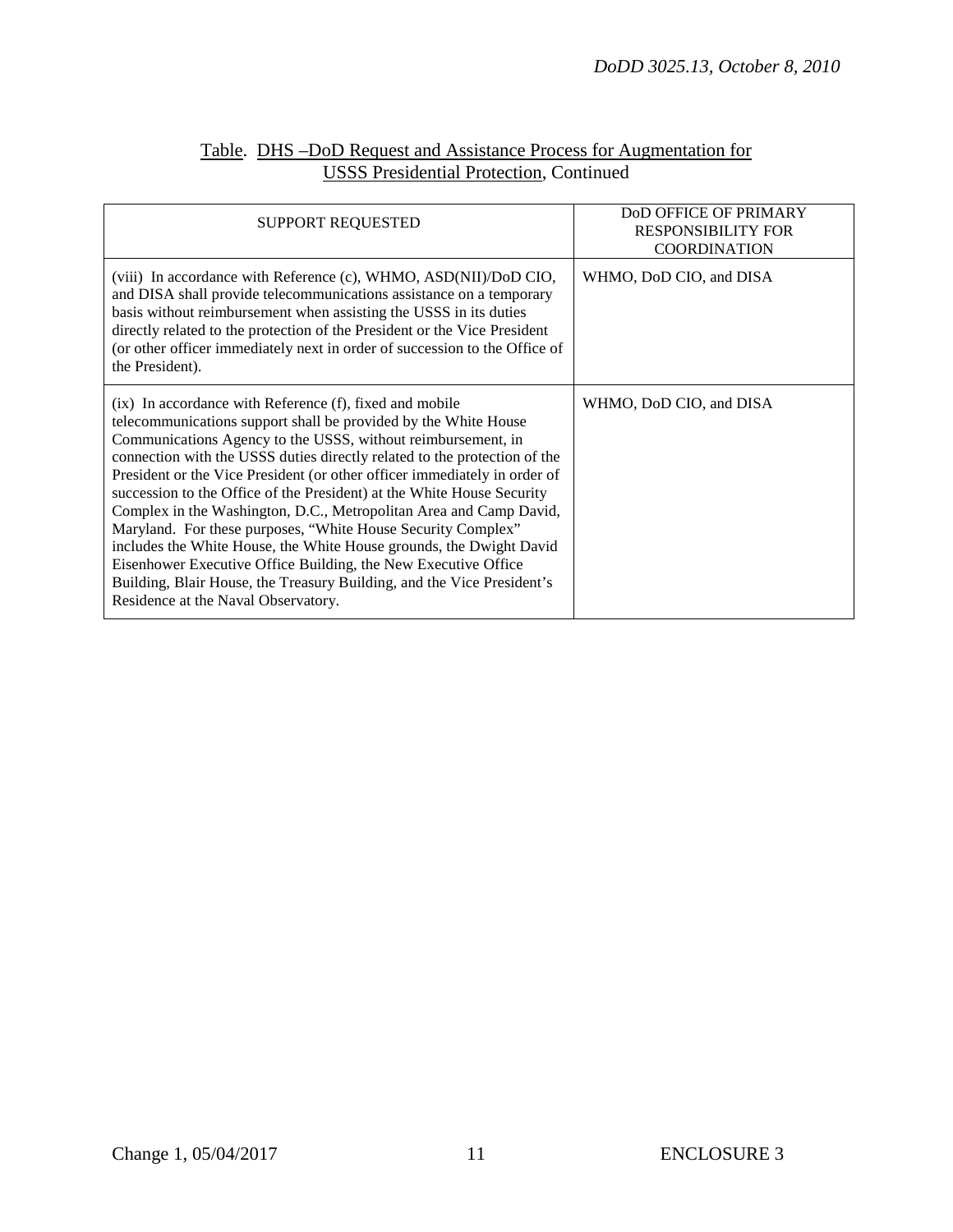Table. DHS –DoD Request and Assistance Process for Augmentation for USSS Presidential Protection, Continued

| SUPPORT REQUESTED | DoD OFFICE OF PRIMARY RESPONSIBILITY FOR COORDINATION |
| --- | --- |
| (viii) In accordance with Reference (c), WHMO, ASD(NII)/DoD CIO, and DISA shall provide telecommunications assistance on a temporary basis without reimbursement when assisting the USSS in its duties directly related to the protection of the President or the Vice President (or other officer immediately next in order of succession to the Office of the President). | WHMO, DoD CIO, and DISA |
| (ix) In accordance with Reference (f), fixed and mobile telecommunications support shall be provided by the White House Communications Agency to the USSS, without reimbursement, in connection with the USSS duties directly related to the protection of the President or the Vice President (or other officer immediately in order of succession to the Office of the President) at the White House Security Complex in the Washington, D.C., Metropolitan Area and Camp David, Maryland. For these purposes, "White House Security Complex" includes the White House, the White House grounds, the Dwight David Eisenhower Executive Office Building, the New Executive Office Building, Blair House, the Treasury Building, and the Vice President's Residence at the Naval Observatory. | WHMO, DoD CIO, and DISA |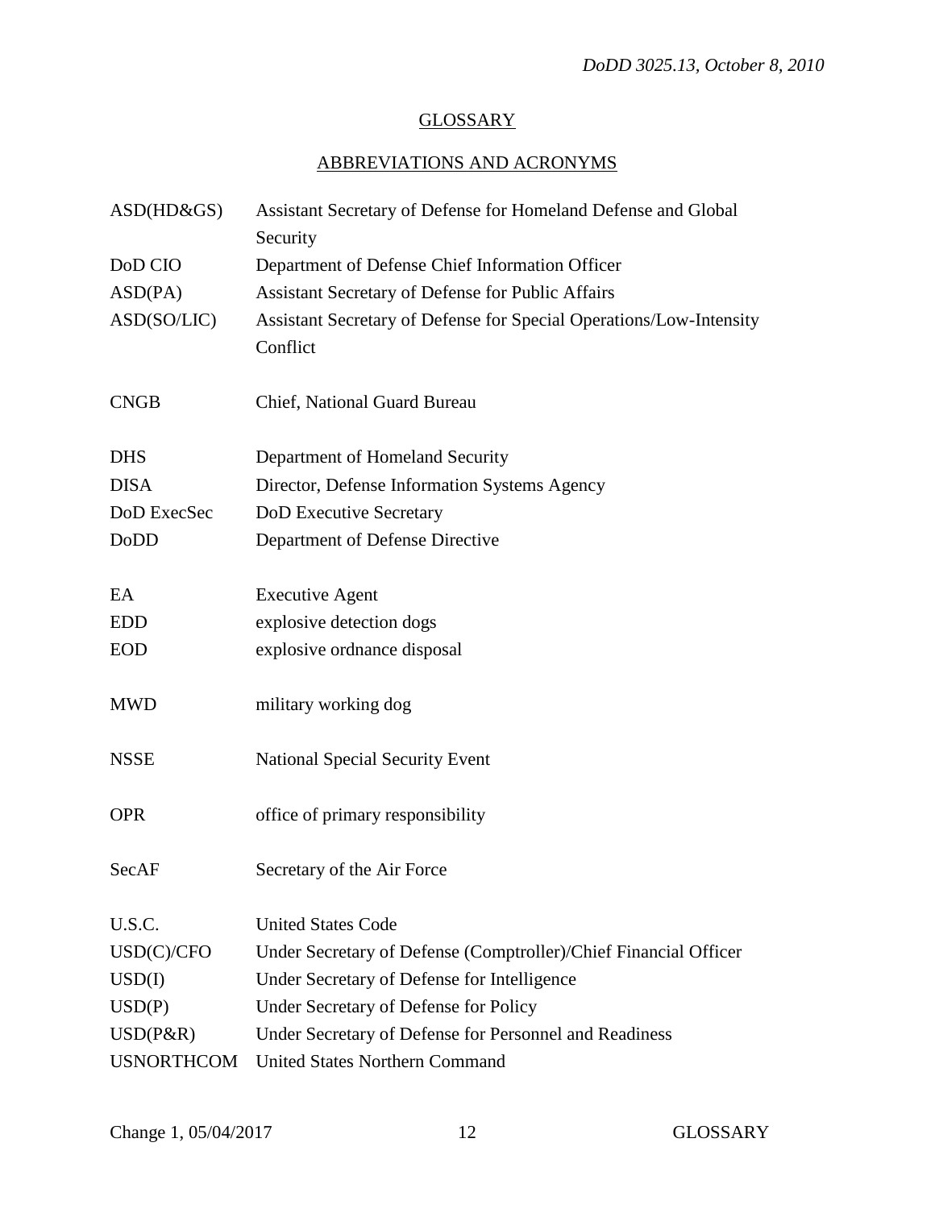## GLOSSARY

## ABBREVIATIONS AND ACRONYMS

| | |
|---|---|
| ASD(HD&GS) | Assistant Secretary of Defense for Homeland Defense and Global Security |
| DoD CIO | Department of Defense Chief Information Officer |
| ASD(PA) | Assistant Secretary of Defense for Public Affairs |
| ASD(SO/LIC) | Assistant Secretary of Defense for Special Operations/Low-Intensity Conflict |
| CNGB | Chief, National Guard Bureau |
| DHS | Department of Homeland Security |
| DISA | Director, Defense Information Systems Agency |
| DoD ExecSec | DoD Executive Secretary |
| DoDD | Department of Defense Directive |
| EA | Executive Agent |
| EDD | explosive detection dogs |
| EOD | explosive ordnance disposal |
| MWD | military working dog |
| NSSE | National Special Security Event |
| OPR | office of primary responsibility |
| SecAF | Secretary of the Air Force |
| U.S.C. | United States Code |
| USD(C)/CFO | Under Secretary of Defense (Comptroller)/Chief Financial Officer |
| USD(I) | Under Secretary of Defense for Intelligence |
| USD(P) | Under Secretary of Defense for Policy |
| USD(P&R) | Under Secretary of Defense for Personnel and Readiness |
| USNORTHCOM | United States Northern Command |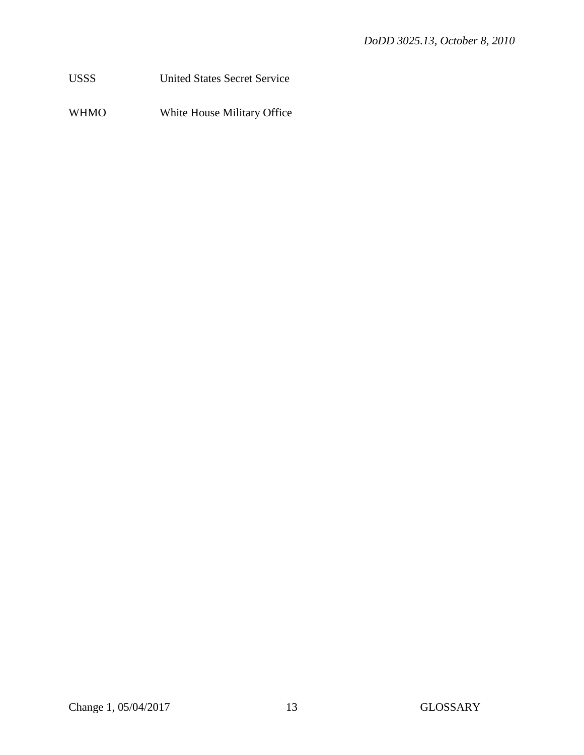| | |
|---|---|
| USSS | United States Secret Service |
| WHMO | White House Military Office |